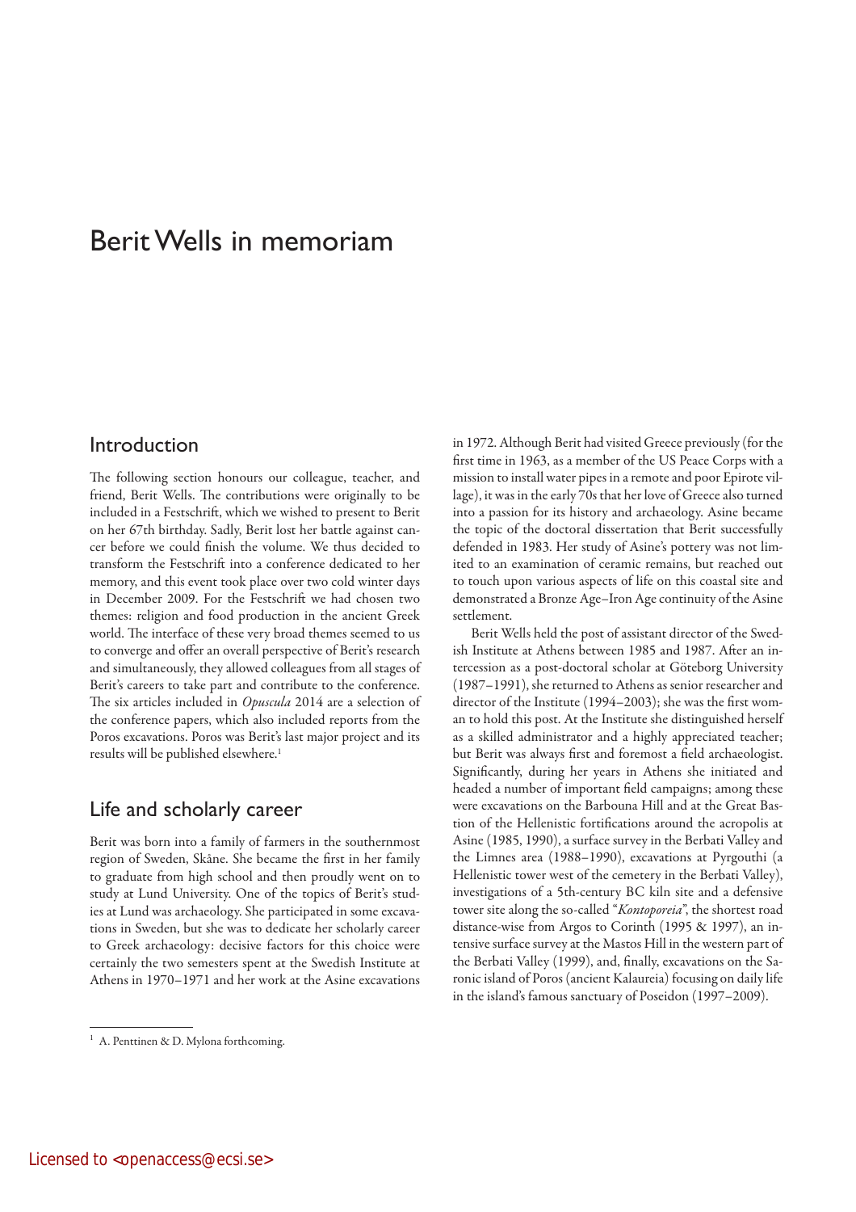# Berit Wells in memoriam

## Introduction

The following section honours our colleague, teacher, and friend, Berit Wells. The contributions were originally to be included in a Festschrift, which we wished to present to Berit on her 67th birthday. Sadly, Berit lost her battle against cancer before we could finish the volume. We thus decided to transform the Festschrift into a conference dedicated to her memory, and this event took place over two cold winter days in December 2009. For the Festschrift we had chosen two themes: religion and food production in the ancient Greek world. The interface of these very broad themes seemed to us to converge and offer an overall perspective of Berit's research and simultaneously, they allowed colleagues from all stages of Berit's careers to take part and contribute to the conference. The six articles included in *Opuscula* 2014 are a selection of the conference papers, which also included reports from the Poros excavations. Poros was Berit's last major project and its results will be published elsewhere.[1]

## Life and scholarly career

Berit was born into a family of farmers in the southernmost region of Sweden, Skåne. She became the first in her family to graduate from high school and then proudly went on to study at Lund University. One of the topics of Berit's studies at Lund was archaeology. She participated in some excavations in Sweden, but she was to dedicate her scholarly career to Greek archaeology: decisive factors for this choice were certainly the two semesters spent at the Swedish Institute at Athens in 1970–1971 and her work at the Asine excavations in 1972. Although Berit had visited Greece previously (for the first time in 1963, as a member of the US Peace Corps with a mission to install water pipes in a remote and poor Epirote village), it was in the early 70s that her love of Greece also turned into a passion for its history and archaeology. Asine became the topic of the doctoral dissertation that Berit successfully defended in 1983. Her study of Asine's pottery was not limited to an examination of ceramic remains, but reached out to touch upon various aspects of life on this coastal site and demonstrated a Bronze Age–Iron Age continuity of the Asine settlement.

Berit Wells held the post of assistant director of the Swedish Institute at Athens between 1985 and 1987. After an intercession as a post-doctoral scholar at Göteborg University (1987–1991), she returned to Athens as senior researcher and director of the Institute (1994–2003); she was the first woman to hold this post. At the Institute she distinguished herself as a skilled administrator and a highly appreciated teacher; but Berit was always first and foremost a field archaeologist. Significantly, during her years in Athens she initiated and headed a number of important field campaigns; among these were excavations on the Barbouna Hill and at the Great Bastion of the Hellenistic fortifications around the acropolis at Asine (1985, 1990), a surface survey in the Berbati Valley and the Limnes area (1988–1990), excavations at Pyrgouthi (a Hellenistic tower west of the cemetery in the Berbati Valley), investigations of a 5th-century BC kiln site and a defensive tower site along the so-called "*Kontoporeia*", the shortest road distance-wise from Argos to Corinth (1995 & 1997), an intensive surface survey at the Mastos Hill in the western part of the Berbati Valley (1999), and, finally, excavations on the Saronic island of Poros (ancient Kalaureia) focusing on daily life in the island's famous sanctuary of Poseidon (1997–2009).

[1] A. Penttinen & D. Mylona forthcoming.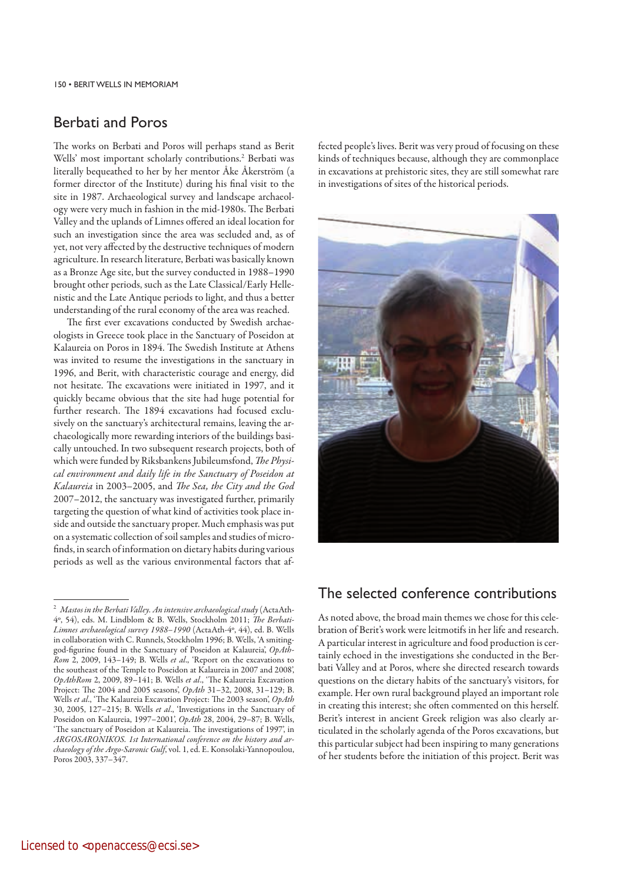## Berbati and Poros

The works on Berbati and Poros will perhaps stand as Berit Wells' most important scholarly contributions.[2] Berbati was literally bequeathed to her by her mentor Åke Åkerström (a former director of the Institute) during his final visit to the site in 1987. Archaeological survey and landscape archaeology were very much in fashion in the mid-1980s. The Berbati Valley and the uplands of Limnes offered an ideal location for such an investigation since the area was secluded and, as of yet, not very affected by the destructive techniques of modern agriculture. In research literature, Berbati was basically known as a Bronze Age site, but the survey conducted in 1988–1990 brought other periods, such as the Late Classical/Early Hellenistic and the Late Antique periods to light, and thus a better understanding of the rural economy of the area was reached.

The first ever excavations conducted by Swedish archaeologists in Greece took place in the Sanctuary of Poseidon at Kalaureia on Poros in 1894. The Swedish Institute at Athens was invited to resume the investigations in the sanctuary in 1996, and Berit, with characteristic courage and energy, did not hesitate. The excavations were initiated in 1997, and it quickly became obvious that the site had huge potential for further research. The 1894 excavations had focused exclusively on the sanctuary's architectural remains, leaving the archaeologically more rewarding interiors of the buildings basically untouched. In two subsequent research projects, both of which were funded by Riksbankens Jubileumsfond, *The Physical environment and daily life in the Sanctuary of Poseidon at Kalaureia* in 2003–2005, and *The Sea, the City and the God* 2007–2012, the sanctuary was investigated further, primarily targeting the question of what kind of activities took place inside and outside the sanctuary proper. Much emphasis was put on a systematic collection of soil samples and studies of microfinds, in search of information on dietary habits during various periods as well as the various environmental factors that affected people's lives. Berit was very proud of focusing on these kinds of techniques because, although they are commonplace in excavations at prehistoric sites, they are still somewhat rare in investigations of sites of the historical periods.

## The selected conference contributions

As noted above, the broad main themes we chose for this celebration of Berit's work were leitmotifs in her life and research. A particular interest in agriculture and food production is certainly echoed in the investigations she conducted in the Berbati Valley and at Poros, where she directed research towards questions on the dietary habits of the sanctuary's visitors, for example. Her own rural background played an important role in creating this interest; she often commented on this herself. Berit's interest in ancient Greek religion was also clearly articulated in the scholarly agenda of the Poros excavations, but this particular subject had been inspiring to many generations of her students before the initiation of this project. Berit was

---

[2] *Mastos in the Berbati Valley. An intensive archaeological study* (ActaAth-4°, 54), eds. M. Lindblom & B. Wells, Stockholm 2011; *The Berbati-Limnes archaeological survey 1988–1990* (ActaAth-4°, 44), ed. B. Wells in collaboration with C. Runnels, Stockholm 1996; B. Wells, 'A smiting-god-figurine found in the Sanctuary of Poseidon at Kalaureia', *OpAthRom* 2, 2009, 143–149; B. Wells *et al*., 'Report on the excavations to the southeast of the Temple to Poseidon at Kalaureia in 2007 and 2008', *OpAthRom* 2, 2009, 89–141; B. Wells *et al*., 'The Kalaureia Excavation Project: The 2004 and 2005 seasons', *OpAth* 31–32, 2008, 31–129; B. Wells *et al*., 'The Kalaureia Excavation Project: The 2003 season', *OpAth* 30, 2005, 127–215; B. Wells *et al*., 'Investigations in the Sanctuary of Poseidon on Kalaureia, 1997–2001', *OpAth* 28, 2004, 29–87; B. Wells, 'The sanctuary of Poseidon at Kalaureia. The investigations of 1997', in *ARGOSARONIKOS. 1st International conference on the history and archaeology of the Argo-Saronic Gulf*, vol. 1, ed. E. Konsolaki-Yannopoulou, Poros 2003, 337–347.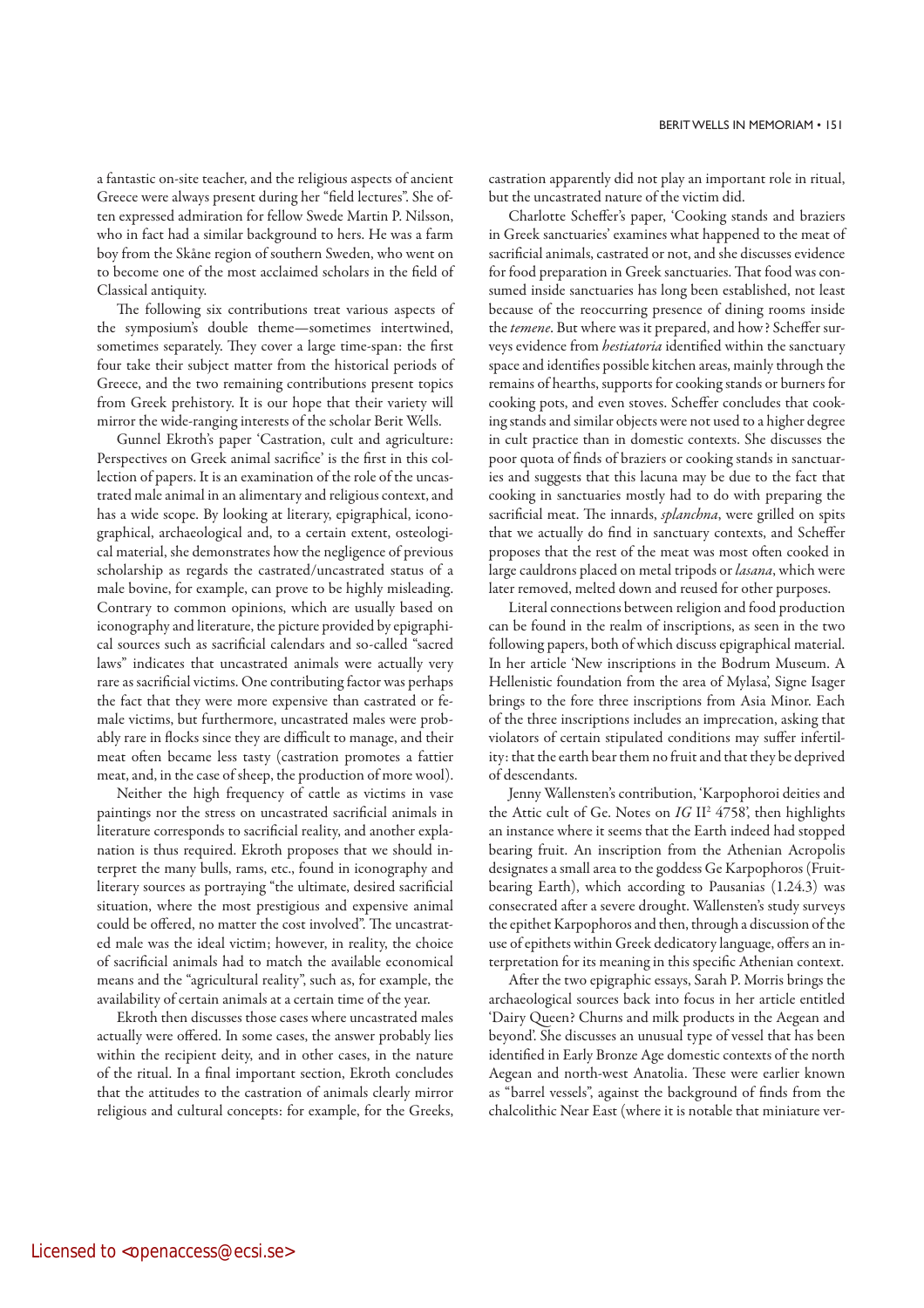a fantastic on-site teacher, and the religious aspects of ancient Greece were always present during her "field lectures". She often expressed admiration for fellow Swede Martin P. Nilsson, who in fact had a similar background to hers. He was a farm boy from the Skåne region of southern Sweden, who went on to become one of the most acclaimed scholars in the field of Classical antiquity.

The following six contributions treat various aspects of the symposium's double theme—sometimes intertwined, sometimes separately. They cover a large time-span: the first four take their subject matter from the historical periods of Greece, and the two remaining contributions present topics from Greek prehistory. It is our hope that their variety will mirror the wide-ranging interests of the scholar Berit Wells.

Gunnel Ekroth's paper 'Castration, cult and agriculture: Perspectives on Greek animal sacrifice' is the first in this collection of papers. It is an examination of the role of the uncastrated male animal in an alimentary and religious context, and has a wide scope. By looking at literary, epigraphical, iconographical, archaeological and, to a certain extent, osteological material, she demonstrates how the negligence of previous scholarship as regards the castrated/uncastrated status of a male bovine, for example, can prove to be highly misleading. Contrary to common opinions, which are usually based on iconography and literature, the picture provided by epigraphical sources such as sacrificial calendars and so-called "sacred laws" indicates that uncastrated animals were actually very rare as sacrificial victims. One contributing factor was perhaps the fact that they were more expensive than castrated or female victims, but furthermore, uncastrated males were probably rare in flocks since they are difficult to manage, and their meat often became less tasty (castration promotes a fattier meat, and, in the case of sheep, the production of more wool).

Neither the high frequency of cattle as victims in vase paintings nor the stress on uncastrated sacrificial animals in literature corresponds to sacrificial reality, and another explanation is thus required. Ekroth proposes that we should interpret the many bulls, rams, etc., found in iconography and literary sources as portraying "the ultimate, desired sacrificial situation, where the most prestigious and expensive animal could be offered, no matter the cost involved". The uncastrated male was the ideal victim; however, in reality, the choice of sacrificial animals had to match the available economical means and the "agricultural reality", such as, for example, the availability of certain animals at a certain time of the year.

Ekroth then discusses those cases where uncastrated males actually were offered. In some cases, the answer probably lies within the recipient deity, and in other cases, in the nature of the ritual. In a final important section, Ekroth concludes that the attitudes to the castration of animals clearly mirror religious and cultural concepts: for example, for the Greeks, castration apparently did not play an important role in ritual, but the uncastrated nature of the victim did.

Charlotte Scheffer's paper, 'Cooking stands and braziers in Greek sanctuaries' examines what happened to the meat of sacrificial animals, castrated or not, and she discusses evidence for food preparation in Greek sanctuaries. That food was consumed inside sanctuaries has long been established, not least because of the reoccurring presence of dining rooms inside the *temene*. But where was it prepared, and how? Scheffer surveys evidence from *hestiatoria* identified within the sanctuary space and identifies possible kitchen areas, mainly through the remains of hearths, supports for cooking stands or burners for cooking pots, and even stoves. Scheffer concludes that cooking stands and similar objects were not used to a higher degree in cult practice than in domestic contexts. She discusses the poor quota of finds of braziers or cooking stands in sanctuaries and suggests that this lacuna may be due to the fact that cooking in sanctuaries mostly had to do with preparing the sacrificial meat. The innards, *splanchna*, were grilled on spits that we actually do find in sanctuary contexts, and Scheffer proposes that the rest of the meat was most often cooked in large cauldrons placed on metal tripods or *lasana*, which were later removed, melted down and reused for other purposes.

Literal connections between religion and food production can be found in the realm of inscriptions, as seen in the two following papers, both of which discuss epigraphical material. In her article 'New inscriptions in the Bodrum Museum. A Hellenistic foundation from the area of Mylasa', Signe Isager brings to the fore three inscriptions from Asia Minor. Each of the three inscriptions includes an imprecation, asking that violators of certain stipulated conditions may suffer infertility: that the earth bear them no fruit and that they be deprived of descendants.

Jenny Wallensten's contribution, 'Karpophoroi deities and the Attic cult of Ge. Notes on *IG* II[2] 4758', then highlights an instance where it seems that the Earth indeed had stopped bearing fruit. An inscription from the Athenian Acropolis designates a small area to the goddess Ge Karpophoros (Fruit-bearing Earth), which according to Pausanias (1.24.3) was consecrated after a severe drought. Wallensten's study surveys the epithet Karpophoros and then, through a discussion of the use of epithets within Greek dedicatory language, offers an interpretation for its meaning in this specific Athenian context.

After the two epigraphic essays, Sarah P. Morris brings the archaeological sources back into focus in her article entitled 'Dairy Queen? Churns and milk products in the Aegean and beyond'. She discusses an unusual type of vessel that has been identified in Early Bronze Age domestic contexts of the north Aegean and north-west Anatolia. These were earlier known as "barrel vessels", against the background of finds from the chalcolithic Near East (where it is notable that miniature ver-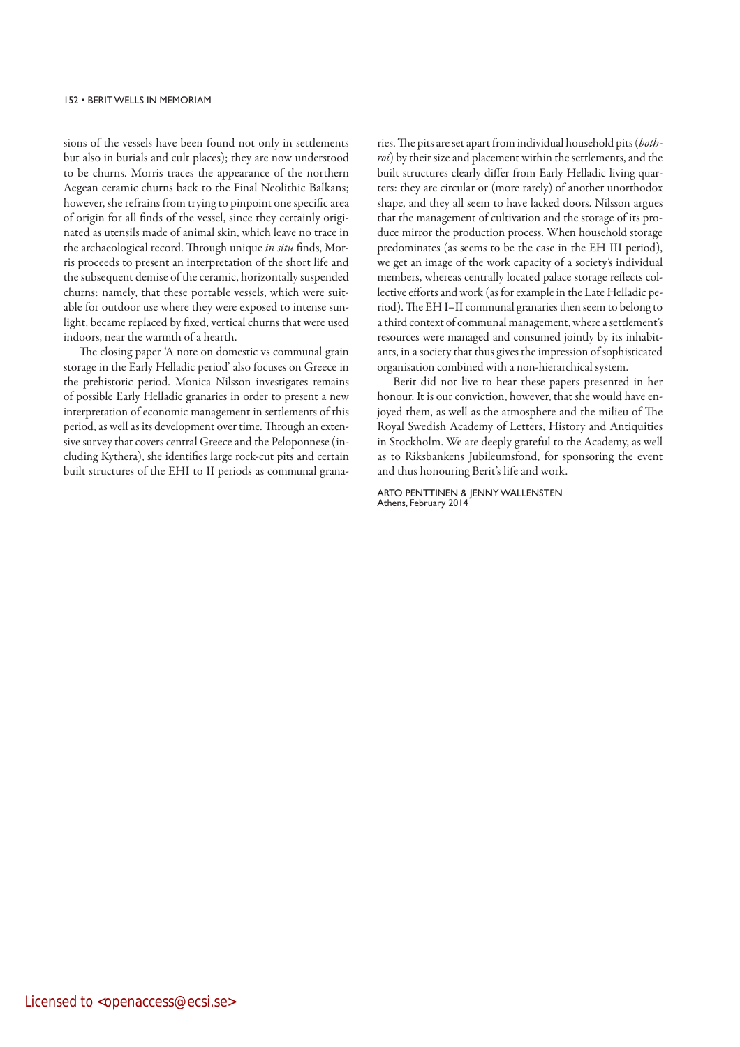sions of the vessels have been found not only in settlements but also in burials and cult places); they are now understood to be churns. Morris traces the appearance of the northern Aegean ceramic churns back to the Final Neolithic Balkans; however, she refrains from trying to pinpoint one specific area of origin for all finds of the vessel, since they certainly originated as utensils made of animal skin, which leave no trace in the archaeological record. Through unique *in situ* finds, Morris proceeds to present an interpretation of the short life and the subsequent demise of the ceramic, horizontally suspended churns: namely, that these portable vessels, which were suitable for outdoor use where they were exposed to intense sunlight, became replaced by fixed, vertical churns that were used indoors, near the warmth of a hearth.

The closing paper 'A note on domestic vs communal grain storage in the Early Helladic period' also focuses on Greece in the prehistoric period. Monica Nilsson investigates remains of possible Early Helladic granaries in order to present a new interpretation of economic management in settlements of this period, as well as its development over time. Through an extensive survey that covers central Greece and the Peloponnese (including Kythera), she identifies large rock-cut pits and certain built structures of the EHI to II periods as communal granaries. The pits are set apart from individual household pits (*bothroi*) by their size and placement within the settlements, and the built structures clearly differ from Early Helladic living quarters: they are circular or (more rarely) of another unorthodox shape, and they all seem to have lacked doors. Nilsson argues that the management of cultivation and the storage of its produce mirror the production process. When household storage predominates (as seems to be the case in the EH III period), we get an image of the work capacity of a society's individual members, whereas centrally located palace storage reflects collective efforts and work (as for example in the Late Helladic period). The EH I–II communal granaries then seem to belong to a third context of communal management, where a settlement's resources were managed and consumed jointly by its inhabitants, in a society that thus gives the impression of sophisticated organisation combined with a non-hierarchical system.

Berit did not live to hear these papers presented in her honour. It is our conviction, however, that she would have enjoyed them, as well as the atmosphere and the milieu of The Royal Swedish Academy of Letters, History and Antiquities in Stockholm. We are deeply grateful to the Academy, as well as to Riksbankens Jubileumsfond, for sponsoring the event and thus honouring Berit's life and work.

ARTO PENTTINEN & JENNY WALLENSTEN
Athens, February 2014